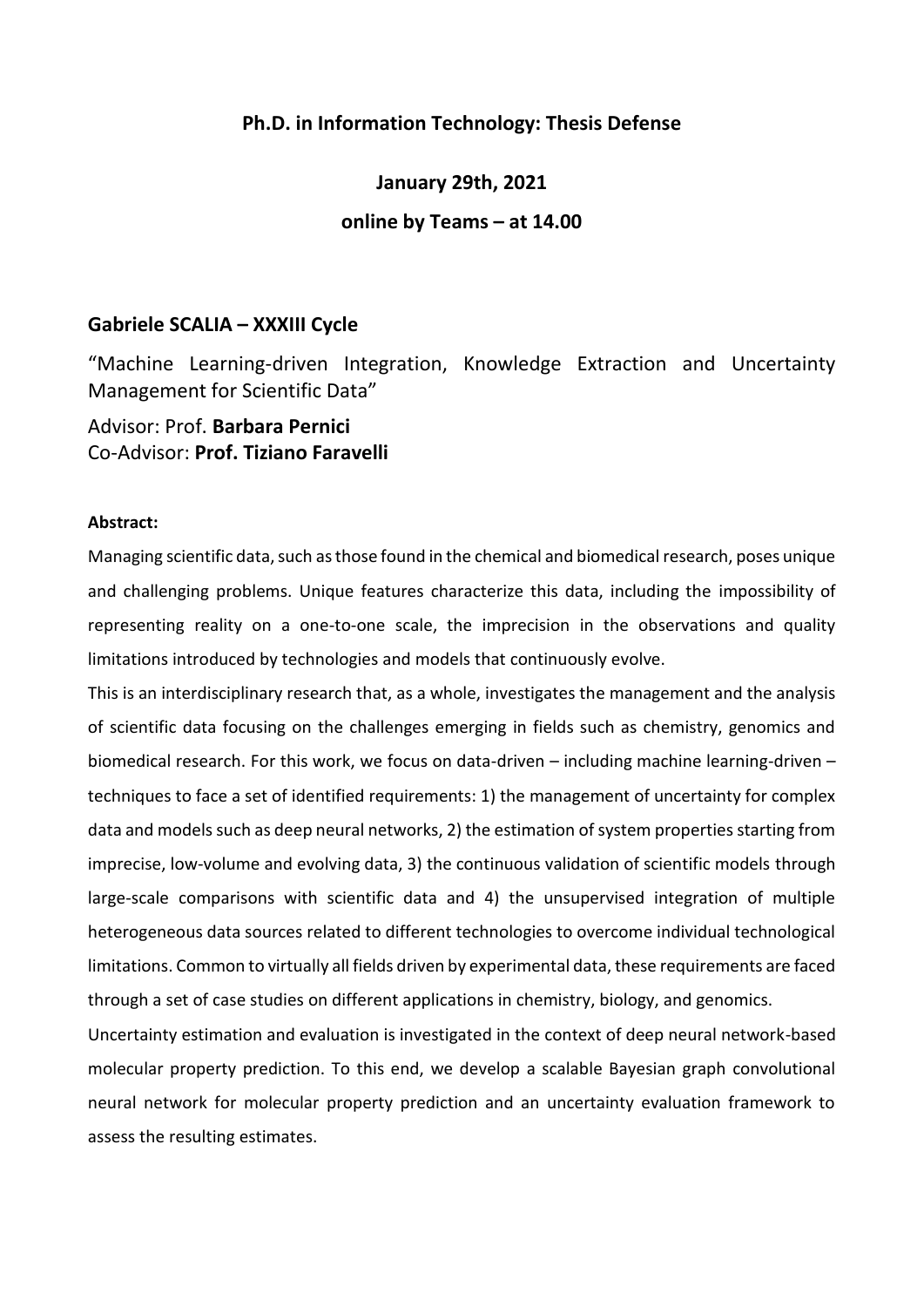**Ph.D. in Information Technology: Thesis Defense**

**January 29th, 2021**

**online by Teams – at 14.00**

## Gabriele SCALIA – XXXIII Cycle

"Machine Learning-driven Integration, Knowledge Extraction and Uncertainty Management for Scientific Data"

Advisor: Prof. **Barbara Pernici**
Co-Advisor: **Prof. Tiziano Faravelli**

**Abstract:**

Managing scientific data, such as those found in the chemical and biomedical research, poses unique and challenging problems. Unique features characterize this data, including the impossibility of representing reality on a one-to-one scale, the imprecision in the observations and quality limitations introduced by technologies and models that continuously evolve.

This is an interdisciplinary research that, as a whole, investigates the management and the analysis of scientific data focusing on the challenges emerging in fields such as chemistry, genomics and biomedical research. For this work, we focus on data-driven – including machine learning-driven – techniques to face a set of identified requirements: 1) the management of uncertainty for complex data and models such as deep neural networks, 2) the estimation of system properties starting from imprecise, low-volume and evolving data, 3) the continuous validation of scientific models through large-scale comparisons with scientific data and 4) the unsupervised integration of multiple heterogeneous data sources related to different technologies to overcome individual technological limitations. Common to virtually all fields driven by experimental data, these requirements are faced through a set of case studies on different applications in chemistry, biology, and genomics.

Uncertainty estimation and evaluation is investigated in the context of deep neural network-based molecular property prediction. To this end, we develop a scalable Bayesian graph convolutional neural network for molecular property prediction and an uncertainty evaluation framework to assess the resulting estimates.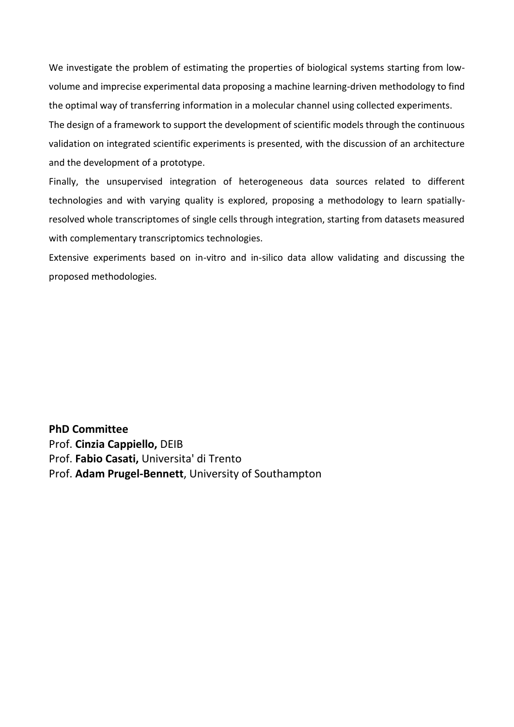We investigate the problem of estimating the properties of biological systems starting from low-volume and imprecise experimental data proposing a machine learning-driven methodology to find the optimal way of transferring information in a molecular channel using collected experiments.

The design of a framework to support the development of scientific models through the continuous validation on integrated scientific experiments is presented, with the discussion of an architecture and the development of a prototype.

Finally, the unsupervised integration of heterogeneous data sources related to different technologies and with varying quality is explored, proposing a methodology to learn spatially-resolved whole transcriptomes of single cells through integration, starting from datasets measured with complementary transcriptomics technologies.

Extensive experiments based on in-vitro and in-silico data allow validating and discussing the proposed methodologies.

**PhD Committee**
Prof. **Cinzia Cappiello,** DEIB
Prof. **Fabio Casati,** Universita' di Trento
Prof. **Adam Prugel-Bennett**, University of Southampton